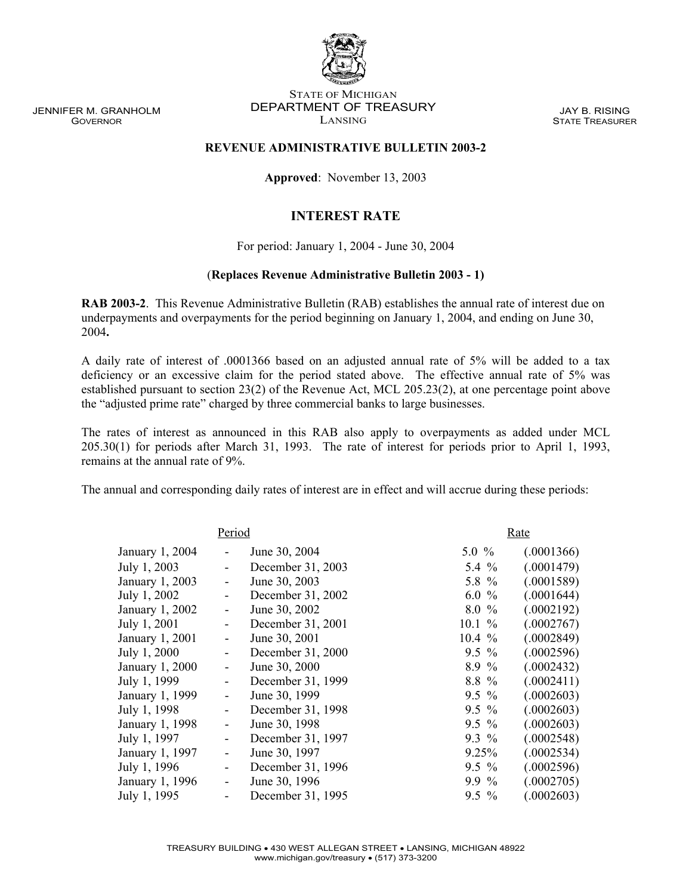STATE OF MICHIGAN
DEPARTMENT OF TREASURY
LANSING

JENNIFER M. GRANHOLM
GOVERNOR

JAY B. RISING
STATE TREASURER

**REVENUE ADMINISTRATIVE BULLETIN 2003-2**

**Approved**: November 13, 2003

## INTEREST RATE

For period: January 1, 2004 - June 30, 2004

(**Replaces Revenue Administrative Bulletin 2003 - 1)**

**RAB 2003-2**. This Revenue Administrative Bulletin (RAB) establishes the annual rate of interest due on underpayments and overpayments for the period beginning on January 1, 2004, and ending on June 30, 2004**.**

A daily rate of interest of .0001366 based on an adjusted annual rate of 5% will be added to a tax deficiency or an excessive claim for the period stated above. The effective annual rate of 5% was established pursuant to section 23(2) of the Revenue Act, MCL 205.23(2), at one percentage point above the "adjusted prime rate" charged by three commercial banks to large businesses.

The rates of interest as announced in this RAB also apply to overpayments as added under MCL 205.30(1) for periods after March 31, 1993. The rate of interest for periods prior to April 1, 1993, remains at the annual rate of 9%.

The annual and corresponding daily rates of interest are in effect and will accrue during these periods:

| Period | | | Rate | |
|---|---|---|---|---|
| January 1, 2004 | - | June 30, 2004 | 5.0 % | (.0001366) |
| July 1, 2003 | - | December 31, 2003 | 5.4 % | (.0001479) |
| January 1, 2003 | - | June 30, 2003 | 5.8 % | (.0001589) |
| July 1, 2002 | - | December 31, 2002 | 6.0 % | (.0001644) |
| January 1, 2002 | - | June 30, 2002 | 8.0 % | (.0002192) |
| July 1, 2001 | - | December 31, 2001 | 10.1 % | (.0002767) |
| January 1, 2001 | - | June 30, 2001 | 10.4 % | (.0002849) |
| July 1, 2000 | - | December 31, 2000 | 9.5 % | (.0002596) |
| January 1, 2000 | - | June 30, 2000 | 8.9 % | (.0002432) |
| July 1, 1999 | - | December 31, 1999 | 8.8 % | (.0002411) |
| January 1, 1999 | - | June 30, 1999 | 9.5 % | (.0002603) |
| July 1, 1998 | - | December 31, 1998 | 9.5 % | (.0002603) |
| January 1, 1998 | - | June 30, 1998 | 9.5 % | (.0002603) |
| July 1, 1997 | - | December 31, 1997 | 9.3 % | (.0002548) |
| January 1, 1997 | - | June 30, 1997 | 9.25% | (.0002534) |
| July 1, 1996 | - | December 31, 1996 | 9.5 % | (.0002596) |
| January 1, 1996 | - | June 30, 1996 | 9.9 % | (.0002705) |
| July 1, 1995 | - | December 31, 1995 | 9.5 % | (.0002603) |

TREASURY BUILDING • 430 WEST ALLEGAN STREET • LANSING, MICHIGAN 48922
www.michigan.gov/treasury • (517) 373-3200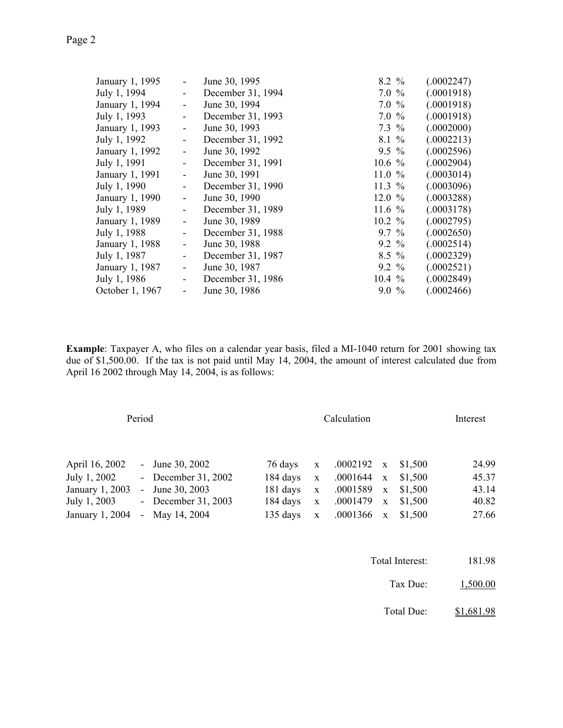| | | | | |
|---|---|---|---|---|
| January 1, 1995 | - | June 30, 1995 | 8.2 % | (.0002247) |
| July 1, 1994 | - | December 31, 1994 | 7.0 % | (.0001918) |
| January 1, 1994 | - | June 30, 1994 | 7.0 % | (.0001918) |
| July 1, 1993 | - | December 31, 1993 | 7.0 % | (.0001918) |
| January 1, 1993 | - | June 30, 1993 | 7.3 % | (.0002000) |
| July 1, 1992 | - | December 31, 1992 | 8.1 % | (.0002213) |
| January 1, 1992 | - | June 30, 1992 | 9.5 % | (.0002596) |
| July 1, 1991 | - | December 31, 1991 | 10.6 % | (.0002904) |
| January 1, 1991 | - | June 30, 1991 | 11.0 % | (.0003014) |
| July 1, 1990 | - | December 31, 1990 | 11.3 % | (.0003096) |
| January 1, 1990 | - | June 30, 1990 | 12.0 % | (.0003288) |
| July 1, 1989 | - | December 31, 1989 | 11.6 % | (.0003178) |
| January 1, 1989 | - | June 30, 1989 | 10.2 % | (.0002795) |
| July 1, 1988 | - | December 31, 1988 | 9.7 % | (.0002650) |
| January 1, 1988 | - | June 30, 1988 | 9.2 % | (.0002514) |
| July 1, 1987 | - | December 31, 1987 | 8.5 % | (.0002329) |
| January 1, 1987 | - | June 30, 1987 | 9.2 % | (.0002521) |
| July 1, 1986 | - | December 31, 1986 | 10.4 % | (.0002849) |
| October 1, 1967 | - | June 30, 1986 | 9.0 % | (.0002466) |

**Example**: Taxpayer A, who files on a calendar year basis, filed a MI-1040 return for 2001 showing tax due of $1,500.00. If the tax is not paid until May 14, 2004, the amount of interest calculated due from April 16 2002 through May 14, 2004, is as follows:

| Period | | | Calculation | | | | | Interest |
|---|---|---|---|---|---|---|---|---|
| April 16, 2002 | - | June 30, 2002 | 76 days | x | .0002192 | x | $1,500 | 24.99 |
| July 1, 2002 | - | December 31, 2002 | 184 days | x | .0001644 | x | $1,500 | 45.37 |
| January 1, 2003 | - | June 30, 2003 | 181 days | x | .0001589 | x | $1,500 | 43.14 |
| July 1, 2003 | - | December 31, 2003 | 184 days | x | .0001479 | x | $1,500 | 40.82 |
| January 1, 2004 | - | May 14, 2004 | 135 days | x | .0001366 | x | $1,500 | 27.66 |

| | |
|---|---|
| Total Interest: | 181.98 |
| Tax Due: | 1,500.00 |
| Total Due: | $1,681.98 |